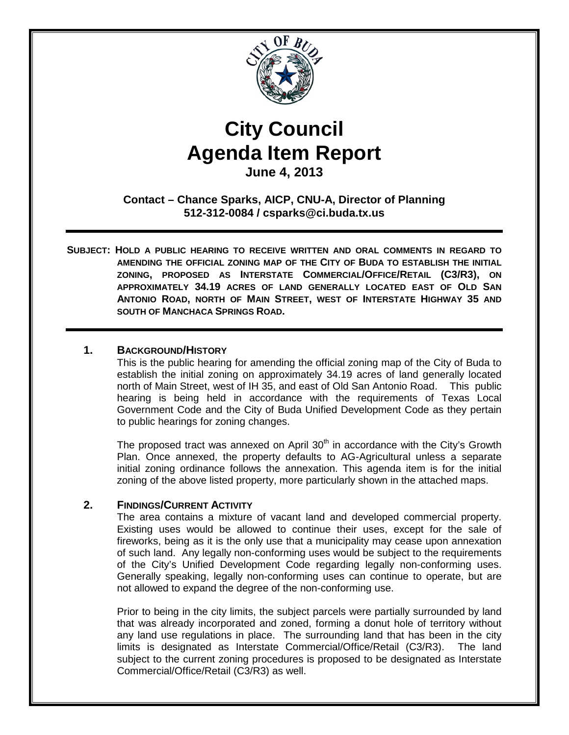# City Council Agenda Item Report

**June 4, 2013**

**Contact – Chance Sparks, AICP, CNU-A, Director of Planning**
**512-312-0084 / csparks@ci.buda.tx.us**

---

**SUBJECT: HOLD A PUBLIC HEARING TO RECEIVE WRITTEN AND ORAL COMMENTS IN REGARD TO AMENDING THE OFFICIAL ZONING MAP OF THE CITY OF BUDA TO ESTABLISH THE INITIAL ZONING, PROPOSED AS INTERSTATE COMMERCIAL/OFFICE/RETAIL (C3/R3), ON APPROXIMATELY 34.19 ACRES OF LAND GENERALLY LOCATED EAST OF OLD SAN ANTONIO ROAD, NORTH OF MAIN STREET, WEST OF INTERSTATE HIGHWAY 35 AND SOUTH OF MANCHACA SPRINGS ROAD.**

---

## 1. BACKGROUND/HISTORY

This is the public hearing for amending the official zoning map of the City of Buda to establish the initial zoning on approximately 34.19 acres of land generally located north of Main Street, west of IH 35, and east of Old San Antonio Road. This public hearing is being held in accordance with the requirements of Texas Local Government Code and the City of Buda Unified Development Code as they pertain to public hearings for zoning changes.

The proposed tract was annexed on April 30th in accordance with the City's Growth Plan. Once annexed, the property defaults to AG-Agricultural unless a separate initial zoning ordinance follows the annexation. This agenda item is for the initial zoning of the above listed property, more particularly shown in the attached maps.

## 2. FINDINGS/CURRENT ACTIVITY

The area contains a mixture of vacant land and developed commercial property. Existing uses would be allowed to continue their uses, except for the sale of fireworks, being as it is the only use that a municipality may cease upon annexation of such land. Any legally non-conforming uses would be subject to the requirements of the City's Unified Development Code regarding legally non-conforming uses. Generally speaking, legally non-conforming uses can continue to operate, but are not allowed to expand the degree of the non-conforming use.

Prior to being in the city limits, the subject parcels were partially surrounded by land that was already incorporated and zoned, forming a donut hole of territory without any land use regulations in place. The surrounding land that has been in the city limits is designated as Interstate Commercial/Office/Retail (C3/R3). The land subject to the current zoning procedures is proposed to be designated as Interstate Commercial/Office/Retail (C3/R3) as well.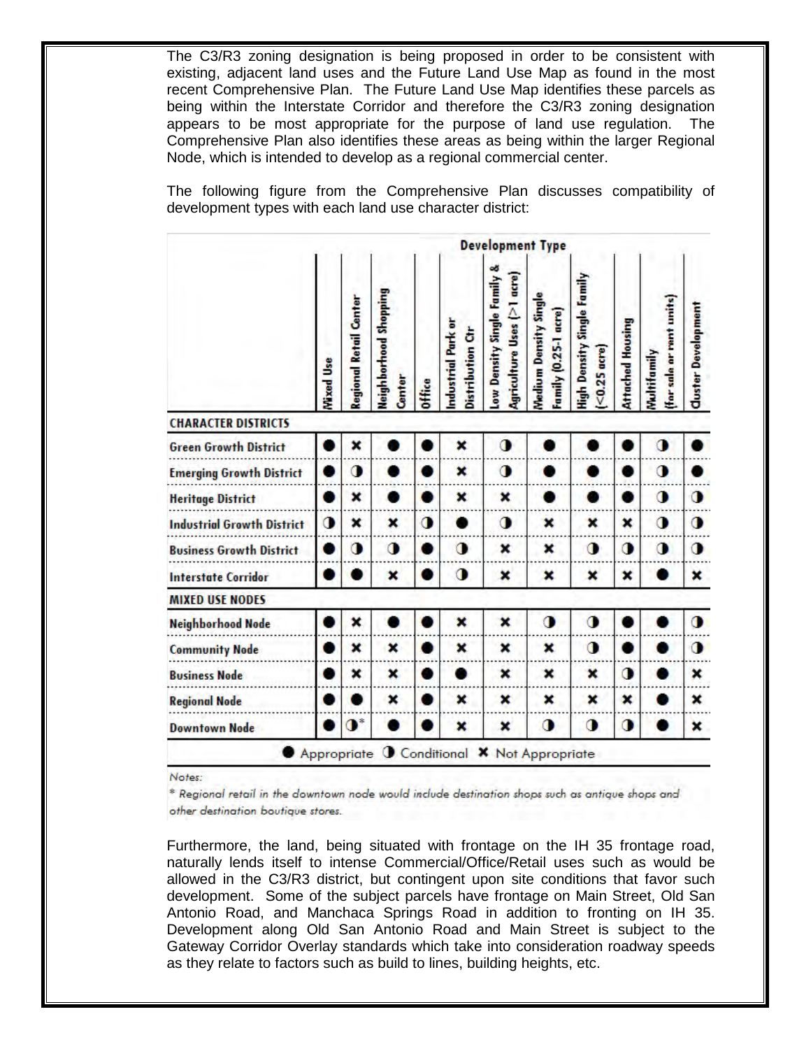The C3/R3 zoning designation is being proposed in order to be consistent with existing, adjacent land uses and the Future Land Use Map as found in the most recent Comprehensive Plan. The Future Land Use Map identifies these parcels as being within the Interstate Corridor and therefore the C3/R3 zoning designation appears to be most appropriate for the purpose of land use regulation. The Comprehensive Plan also identifies these areas as being within the larger Regional Node, which is intended to develop as a regional commercial center.

The following figure from the Comprehensive Plan discusses compatibility of development types with each land use character district:

| | Development Type | | | | | | | | | | |
|---|---|---|---|---|---|---|---|---|---|---|---|
| | Mixed Use | Regional Retail Center | Neighborhood Shopping Center | Office | Industrial Park or Distribution Ctr | Low Density Single Family & Agriculture Uses (>1 acre) | Medium Density Single Family (0.25-1 acre) | High Density Single Family (<0.25 acre) | Attached Housing | Multifamily (for sale or rent units) | Cluster Development |
| **CHARACTER DISTRICTS** | | | | | | | | | | | |
| Green Growth District | ● | ✖ | ● | ● | ✖ | ◑ | ● | ● | ● | ◑ | ● |
| Emerging Growth District | ● | ◑ | ● | ● | ✖ | ◑ | ● | ● | ● | ◑ | ● |
| Heritage District | ● | ✖ | ● | ● | ✖ | ✖ | ● | ● | ● | ◑ | ◑ |
| Industrial Growth District | ◑ | ✖ | ✖ | ◑ | ● | ◑ | ✖ | ✖ | ✖ | ◑ | ◑ |
| Business Growth District | ● | ◑ | ◑ | ● | ◑ | ✖ | ✖ | ◑ | ◑ | ◑ | ◑ |
| Interstate Corridor | ● | ● | ✖ | ● | ◑ | ✖ | ✖ | ✖ | ✖ | ● | ✖ |
| **MIXED USE NODES** | | | | | | | | | | | |
| Neighborhood Node | ● | ✖ | ● | ● | ✖ | ✖ | ◑ | ◑ | ● | ● | ◑ |
| Community Node | ● | ✖ | ✖ | ● | ✖ | ✖ | ✖ | ◑ | ● | ● | ◑ |
| Business Node | ● | ✖ | ✖ | ● | ● | ✖ | ✖ | ✖ | ◑ | ● | ✖ |
| Regional Node | ● | ● | ✖ | ● | ✖ | ✖ | ✖ | ✖ | ✖ | ● | ✖ |
| Downtown Node | ● | ◑* | ● | ● | ✖ | ✖ | ◑ | ◑ | ◑ | ● | ✖ |

● Appropriate ◑ Conditional ✖ Not Appropriate

*Notes:*

*\* Regional retail in the downtown node would include destination shops such as antique shops and other destination boutique stores.*

Furthermore, the land, being situated with frontage on the IH 35 frontage road, naturally lends itself to intense Commercial/Office/Retail uses such as would be allowed in the C3/R3 district, but contingent upon site conditions that favor such development. Some of the subject parcels have frontage on Main Street, Old San Antonio Road, and Manchaca Springs Road in addition to fronting on IH 35. Development along Old San Antonio Road and Main Street is subject to the Gateway Corridor Overlay standards which take into consideration roadway speeds as they relate to factors such as build to lines, building heights, etc.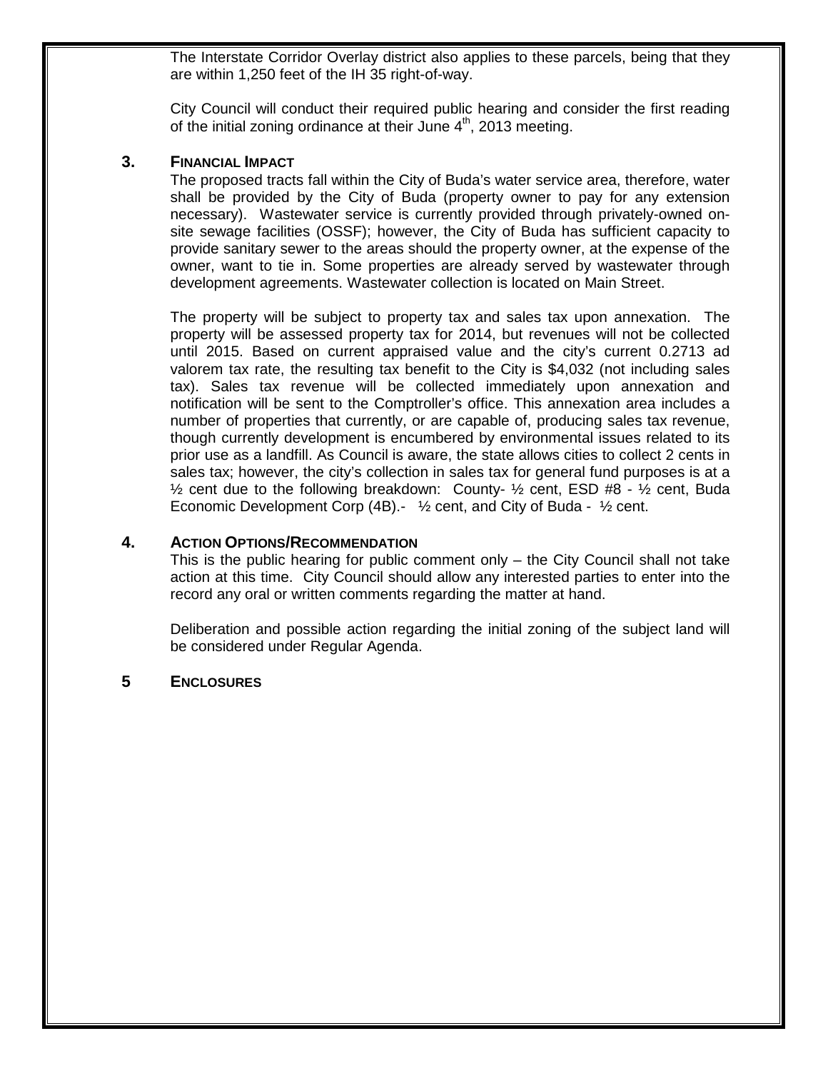The Interstate Corridor Overlay district also applies to these parcels, being that they are within 1,250 feet of the IH 35 right-of-way.

City Council will conduct their required public hearing and consider the first reading of the initial zoning ordinance at their June 4th, 2013 meeting.

## 3. FINANCIAL IMPACT

The proposed tracts fall within the City of Buda's water service area, therefore, water shall be provided by the City of Buda (property owner to pay for any extension necessary). Wastewater service is currently provided through privately-owned on-site sewage facilities (OSSF); however, the City of Buda has sufficient capacity to provide sanitary sewer to the areas should the property owner, at the expense of the owner, want to tie in. Some properties are already served by wastewater through development agreements. Wastewater collection is located on Main Street.

The property will be subject to property tax and sales tax upon annexation. The property will be assessed property tax for 2014, but revenues will not be collected until 2015. Based on current appraised value and the city's current 0.2713 ad valorem tax rate, the resulting tax benefit to the City is $4,032 (not including sales tax). Sales tax revenue will be collected immediately upon annexation and notification will be sent to the Comptroller's office. This annexation area includes a number of properties that currently, or are capable of, producing sales tax revenue, though currently development is encumbered by environmental issues related to its prior use as a landfill. As Council is aware, the state allows cities to collect 2 cents in sales tax; however, the city's collection in sales tax for general fund purposes is at a ½ cent due to the following breakdown: County- ½ cent, ESD #8 - ½ cent, Buda Economic Development Corp (4B).- ½ cent, and City of Buda - ½ cent.

## 4. ACTION OPTIONS/RECOMMENDATION

This is the public hearing for public comment only – the City Council shall not take action at this time. City Council should allow any interested parties to enter into the record any oral or written comments regarding the matter at hand.

Deliberation and possible action regarding the initial zoning of the subject land will be considered under Regular Agenda.

## 5 ENCLOSURES